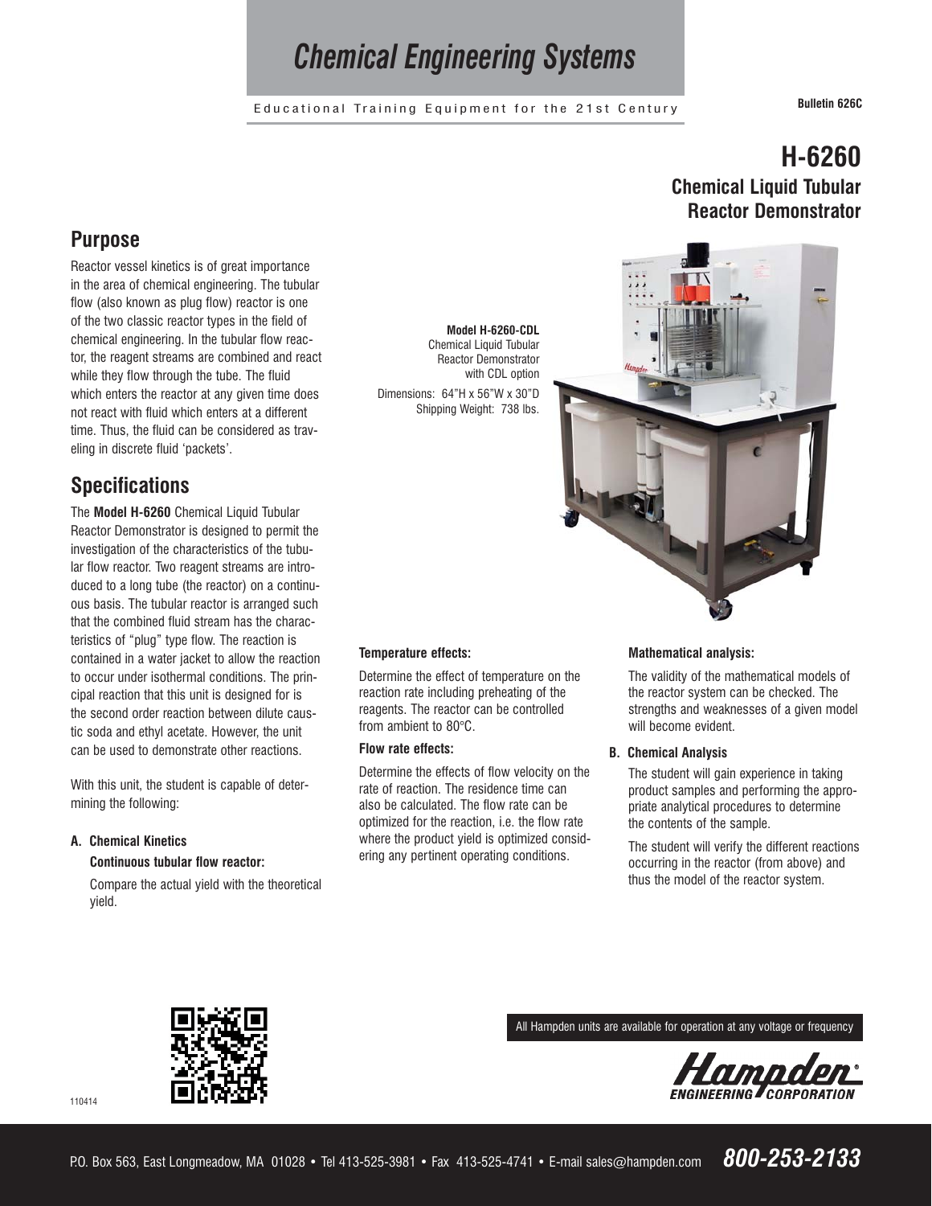# Chemical Engineering Systems

Educational Training Equipment for the 21st Century

**Bulletin 626C**

# H-6260

## Chemical Liquid Tubular Reactor Demonstrator

## Purpose

Reactor vessel kinetics is of great importance in the area of chemical engineering. The tubular flow (also known as plug flow) reactor is one of the two classic reactor types in the field of chemical engineering. In the tubular flow reactor, the reagent streams are combined and react while they flow through the tube. The fluid which enters the reactor at any given time does not react with fluid which enters at a different time. Thus, the fluid can be considered as traveling in discrete fluid 'packets'.

## Specifications

The **Model H-6260** Chemical Liquid Tubular Reactor Demonstrator is designed to permit the investigation of the characteristics of the tubular flow reactor. Two reagent streams are introduced to a long tube (the reactor) on a continuous basis. The tubular reactor is arranged such that the combined fluid stream has the characteristics of "plug" type flow. The reaction is contained in a water jacket to allow the reaction to occur under isothermal conditions. The principal reaction that this unit is designed for is the second order reaction between dilute caustic soda and ethyl acetate. However, the unit can be used to demonstrate other reactions.

With this unit, the student is capable of determining the following:

**A. Chemical Kinetics**

**Continuous tubular flow reactor:**

Compare the actual yield with the theoretical yield.

**Model H-6260-CDL**
Chemical Liquid Tubular Reactor Demonstrator with CDL option
Dimensions: 64"H x 56"W x 30"D
Shipping Weight: 738 lbs.

**Temperature effects:**

Determine the effect of temperature on the reaction rate including preheating of the reagents. The reactor can be controlled from ambient to 80°C.

**Flow rate effects:**

Determine the effects of flow velocity on the rate of reaction. The residence time can also be calculated. The flow rate can be optimized for the reaction, i.e. the flow rate where the product yield is optimized considering any pertinent operating conditions.

**Mathematical analysis:**

The validity of the mathematical models of the reactor system can be checked. The strengths and weaknesses of a given model will become evident.

**B. Chemical Analysis**

The student will gain experience in taking product samples and performing the appropriate analytical procedures to determine the contents of the sample.

The student will verify the different reactions occurring in the reactor (from above) and thus the model of the reactor system.

110414

All Hampden units are available for operation at any voltage or frequency

Hampden Engineering Corporation

P.O. Box 563, East Longmeadow, MA 01028 • Tel 413-525-3981 • Fax 413-525-4741 • E-mail sales@hampden.com **800-253-2133**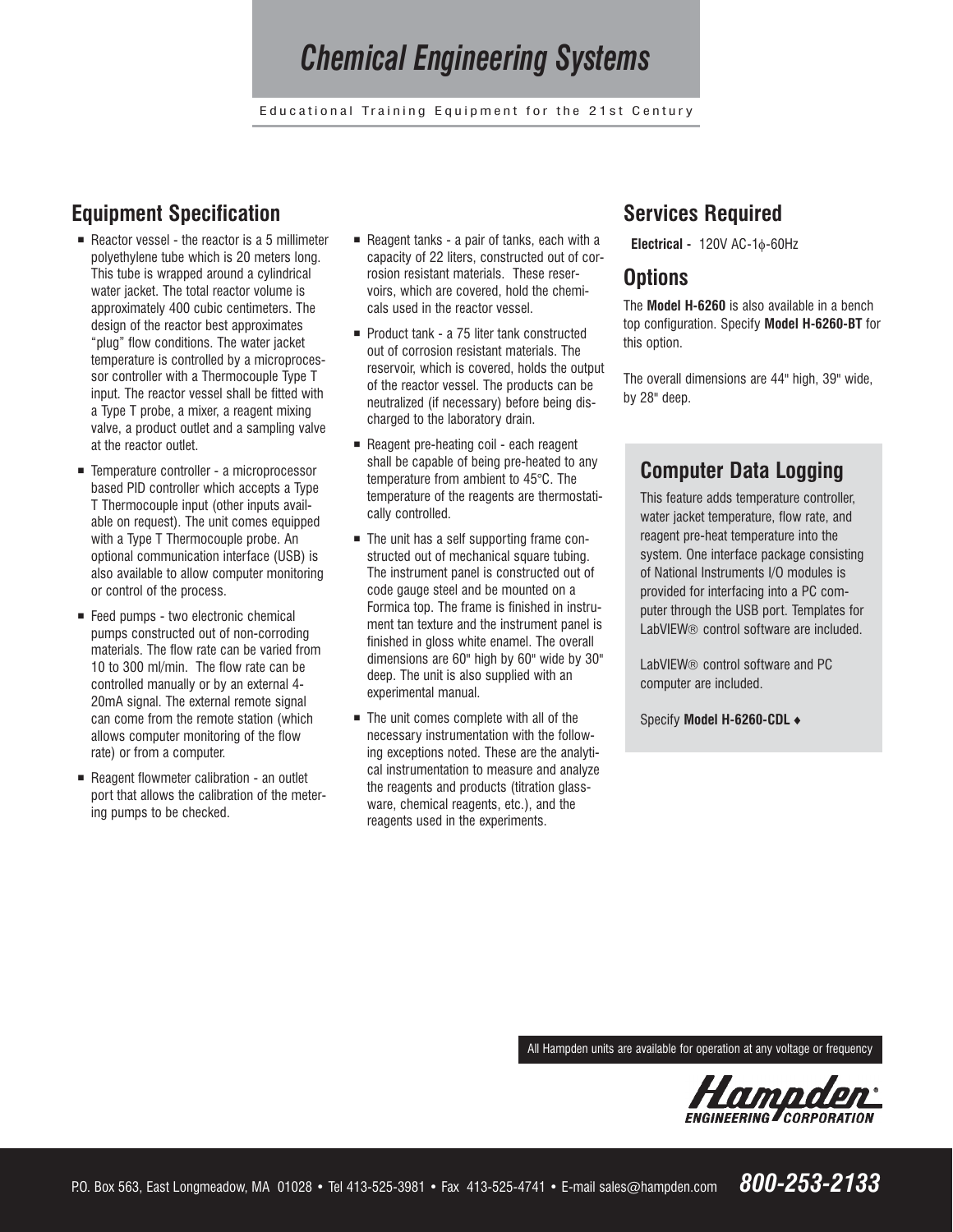# Chemical Engineering Systems

Educational Training Equipment for the 21st Century

## Equipment Specification

- Reactor vessel - the reactor is a 5 millimeter polyethylene tube which is 20 meters long. This tube is wrapped around a cylindrical water jacket. The total reactor volume is approximately 400 cubic centimeters. The design of the reactor best approximates "plug" flow conditions. The water jacket temperature is controlled by a microprocessor controller with a Thermocouple Type T input. The reactor vessel shall be fitted with a Type T probe, a mixer, a reagent mixing valve, a product outlet and a sampling valve at the reactor outlet.
- Temperature controller - a microprocessor based PID controller which accepts a Type T Thermocouple input (other inputs available on request). The unit comes equipped with a Type T Thermocouple probe. An optional communication interface (USB) is also available to allow computer monitoring or control of the process.
- Feed pumps - two electronic chemical pumps constructed out of non-corroding materials. The flow rate can be varied from 10 to 300 ml/min. The flow rate can be controlled manually or by an external 4-20mA signal. The external remote signal can come from the remote station (which allows computer monitoring of the flow rate) or from a computer.
- Reagent flowmeter calibration - an outlet port that allows the calibration of the metering pumps to be checked.
- Reagent tanks - a pair of tanks, each with a capacity of 22 liters, constructed out of corrosion resistant materials. These reservoirs, which are covered, hold the chemicals used in the reactor vessel.
- Product tank - a 75 liter tank constructed out of corrosion resistant materials. The reservoir, which is covered, holds the output of the reactor vessel. The products can be neutralized (if necessary) before being discharged to the laboratory drain.
- Reagent pre-heating coil - each reagent shall be capable of being pre-heated to any temperature from ambient to 45°C. The temperature of the reagents are thermostatically controlled.
- The unit has a self supporting frame constructed out of mechanical square tubing. The instrument panel is constructed out of code gauge steel and be mounted on a Formica top. The frame is finished in instrument tan texture and the instrument panel is finished in gloss white enamel. The overall dimensions are 60" high by 60" wide by 30" deep. The unit is also supplied with an experimental manual.
- The unit comes complete with all of the necessary instrumentation with the following exceptions noted. These are the analytical instrumentation to measure and analyze the reagents and products (titration glassware, chemical reagents, etc.), and the reagents used in the experiments.

## Services Required

**Electrical -** 120V AC-1ϕ-60Hz

## Options

The **Model H-6260** is also available in a bench top configuration. Specify **Model H-6260-BT** for this option.

The overall dimensions are 44" high, 39" wide, by 28" deep.

## Computer Data Logging

This feature adds temperature controller, water jacket temperature, flow rate, and reagent pre-heat temperature into the system. One interface package consisting of National Instruments I/O modules is provided for interfacing into a PC computer through the USB port. Templates for LabVIEW® control software are included.

LabVIEW® control software and PC computer are included.

Specify **Model H-6260-CDL** ♦

All Hampden units are available for operation at any voltage or frequency

Hampden® ENGINEERING CORPORATION

P.O. Box 563, East Longmeadow, MA 01028 • Tel 413-525-3981 • Fax 413-525-4741 • E-mail sales@hampden.com **800-253-2133**